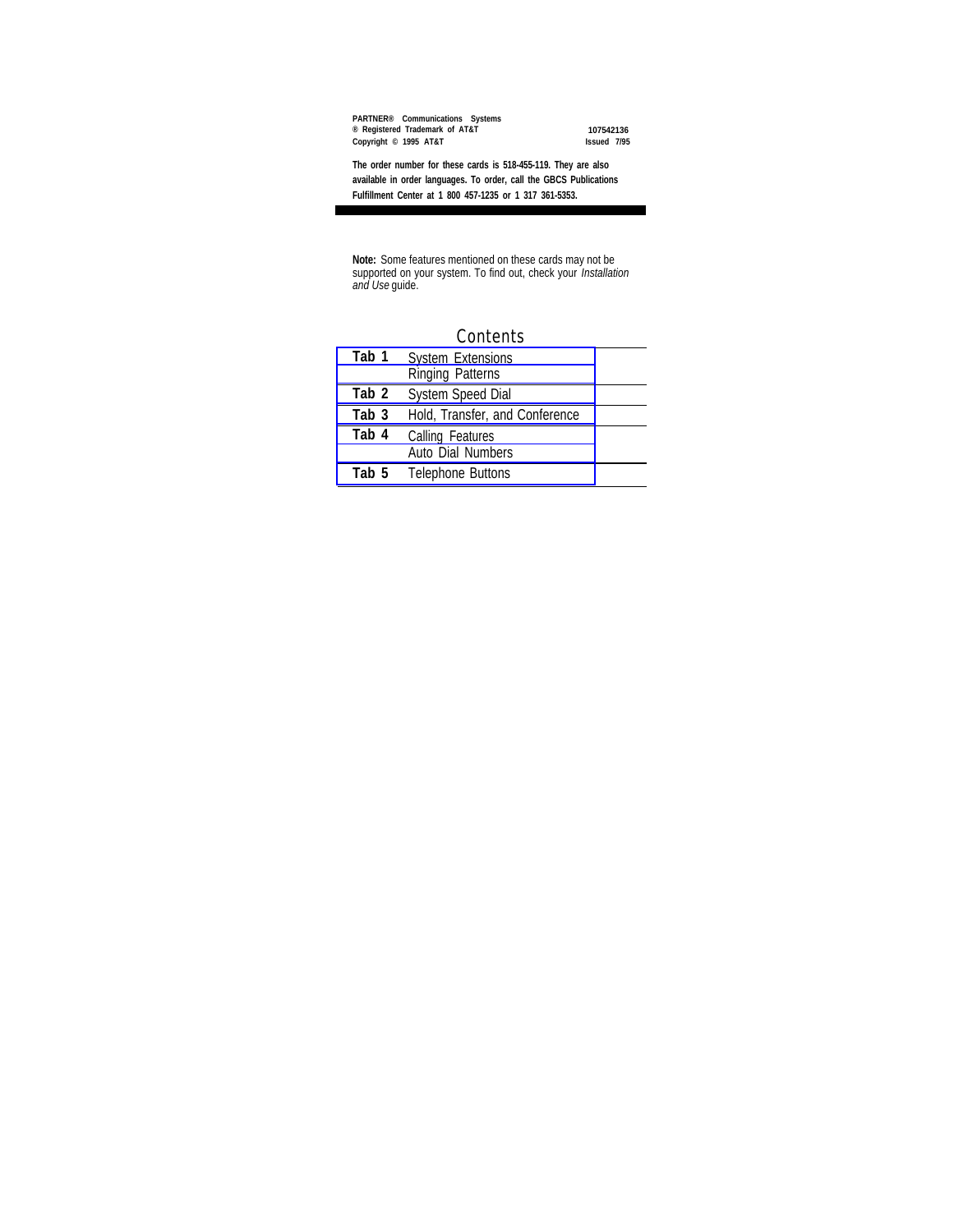**PARTNER® Communications Systems**
**® Registered Trademark of AT&T**
**Copyright © 1995 AT&T**

**107542136**
**Issued 7/95**

**The order number for these cards is 518-455-119. They are also available in order languages. To order, call the GBCS Publications Fulfillment Center at 1 800 457-1235 or 1 317 361-5353.**

**Note:** Some features mentioned on these cards may not be supported on your system. To find out, check your *Installation and Use* guide.

## Contents

| | |
|---|---|
| **Tab 1** | System Extensions |
| | Ringing Patterns |
| **Tab 2** | System Speed Dial |
| **Tab 3** | Hold, Transfer, and Conference |
| **Tab 4** | Calling Features |
| | Auto Dial Numbers |
| **Tab 5** | Telephone Buttons |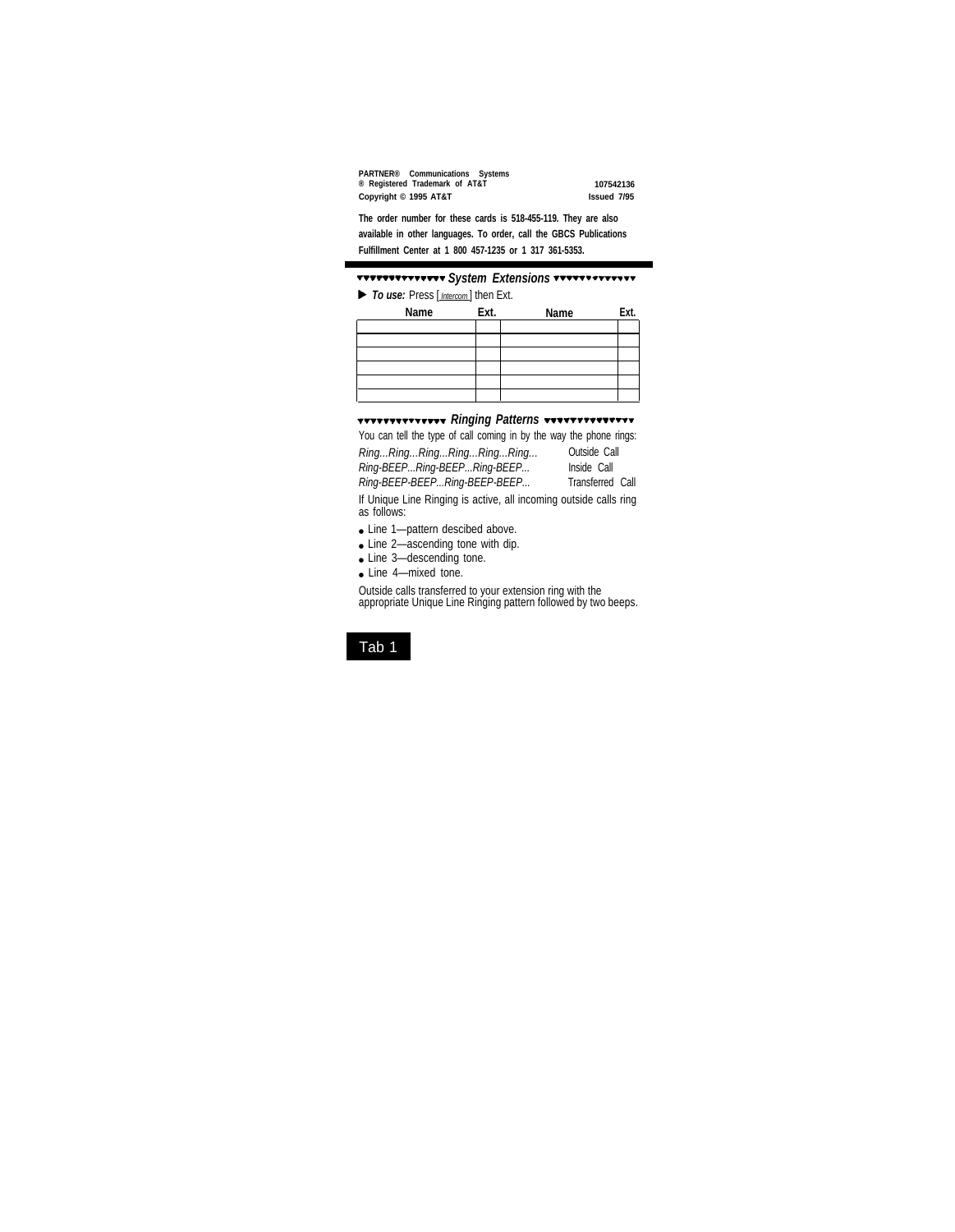**PARTNER® Communications Systems**
**® Registered Trademark of AT&T** **107542136**
**Copyright © 1995 AT&T** **Issued 7/95**

**The order number for these cards is 518-455-119. They are also available in other languages. To order, call the GBCS Publications Fulfillment Center at 1 800 457-1235 or 1 317 361-5353.**

## System Extensions

▶ ***To use:*** Press [Intercom] then Ext.

| Name | Ext. | Name | Ext. |
|---|---|---|---|
| | | | |
| | | | |
| | | | |
| | | | |
| | | | |
| | | | |

## Ringing Patterns

You can tell the type of call coming in by the way the phone rings:

| | |
|---|---|
| *Ring...Ring...Ring...Ring...Ring...Ring...* | Outside Call |
| *Ring-BEEP...Ring-BEEP...Ring-BEEP...* | Inside Call |
| *Ring-BEEP-BEEP...Ring-BEEP-BEEP...* | Transferred Call |

If Unique Line Ringing is active, all incoming outside calls ring as follows:

- Line 1—pattern descibed above.
- Line 2—ascending tone with dip.
- Line 3—descending tone.
- Line 4—mixed tone.

Outside calls transferred to your extension ring with the appropriate Unique Line Ringing pattern followed by two beeps.

Tab 1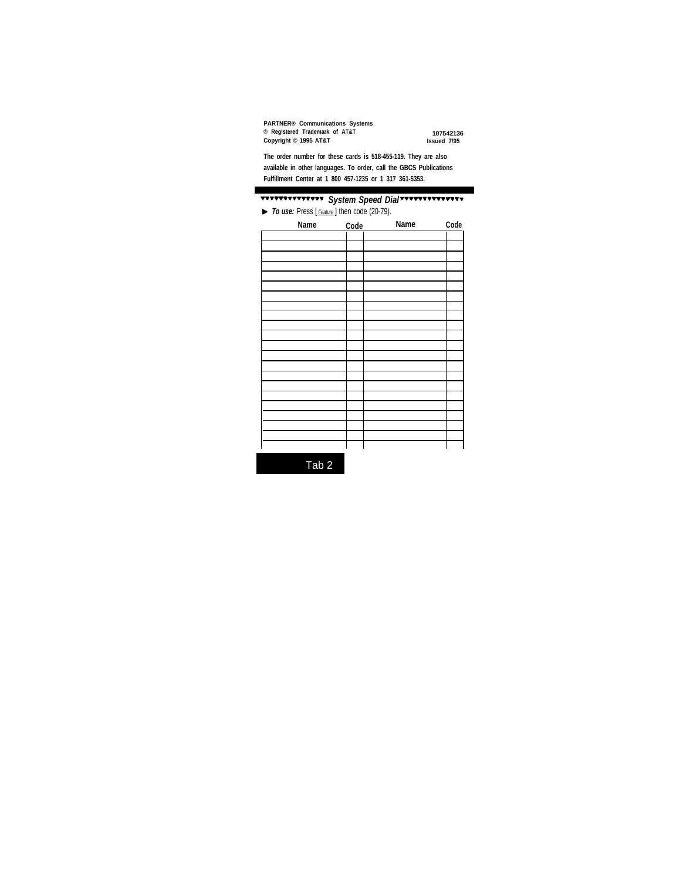PARTNER® Communications Systems
® Registered Trademark of AT&T
Copyright © 1995 AT&T

107542136
Issued 7/95

**The order number for these cards is 518-455-119. They are also available in other languages. To order, call the GBCS Publications Fulfillment Center at 1 800 457-1235 or 1 317 361-5353.**

## System Speed Dial

► ***To use:*** Press [Feature] then code (20-79).

| Name | Code | Name | Code |
|---|---|---|---|
| | | | |
| | | | |
| | | | |
| | | | |
| | | | |
| | | | |
| | | | |
| | | | |
| | | | |
| | | | |
| | | | |
| | | | |
| | | | |
| | | | |
| | | | |
| | | | |
| | | | |
| | | | |
| | | | |
| | | | |
| | | | |
| | | | |

Tab 2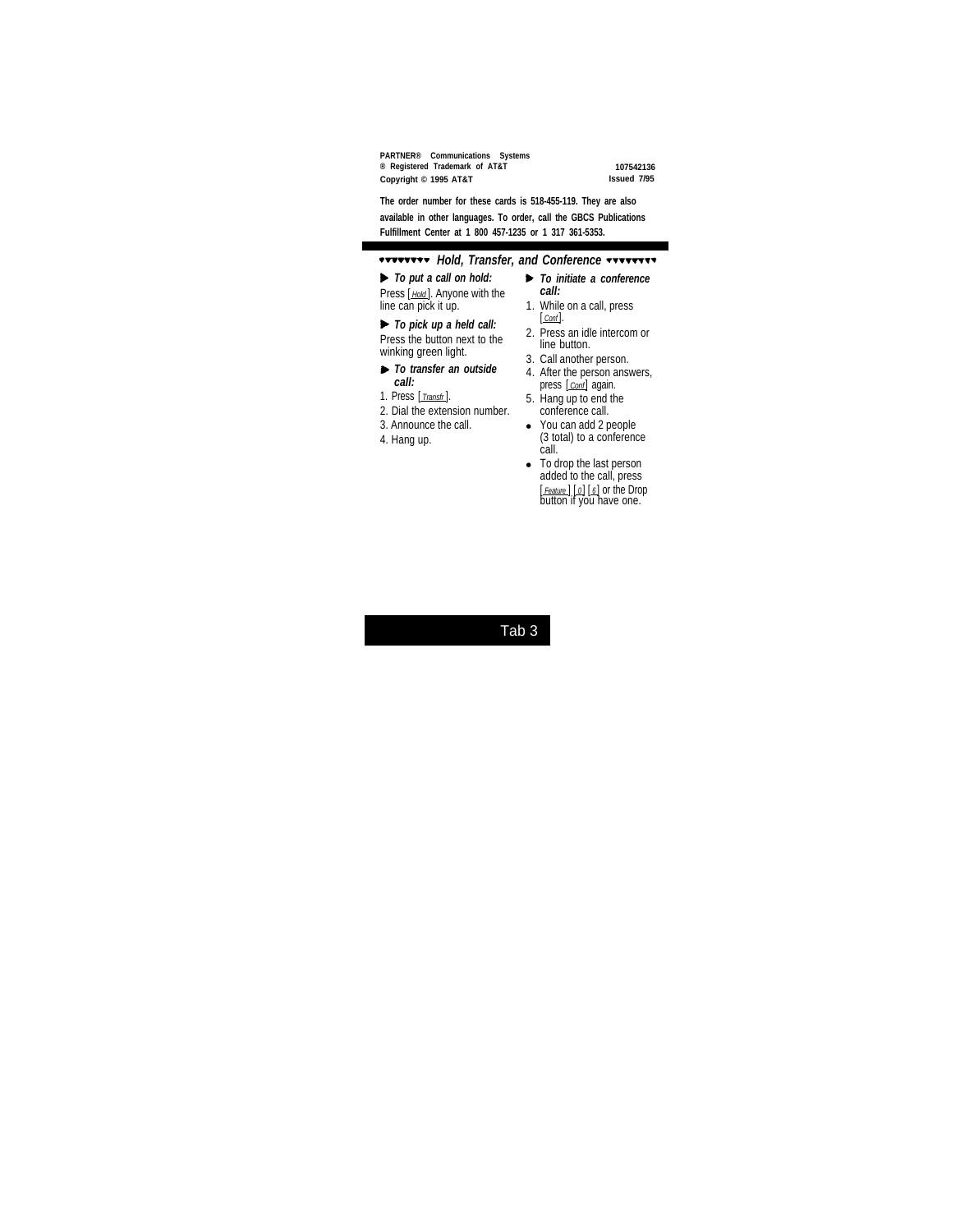**PARTNER® Communications Systems**
**® Registered Trademark of AT&T**
**Copyright © 1995 AT&T**

**107542136**
**Issued 7/95**

**The order number for these cards is 518-455-119. They are also available in other languages. To order, call the GBCS Publications Fulfillment Center at 1 800 457-1235 or 1 317 361-5353.**

## ▾▾▾▾▾▾▾▾ *Hold, Transfer, and Conference* ▾▾▾▾▾▾▾▾

▶ ***To put a call on hold:***

Press [Hold]. Anyone with the line can pick it up.

▶ ***To pick up a held call:***

Press the button next to the winking green light.

▶ ***To transfer an outside call:***

1. Press [Transfr].
2. Dial the extension number.
3. Announce the call.
4. Hang up.

▶ ***To initiate a conference call:***

1. While on a call, press [Conf].
2. Press an idle intercom or line button.
3. Call another person.
4. After the person answers, press [Conf] again.
5. Hang up to end the conference call.

- You can add 2 people (3 total) to a conference call.
- To drop the last person added to the call, press [Feature] [0] [6] or the Drop button if you have one.

Tab 3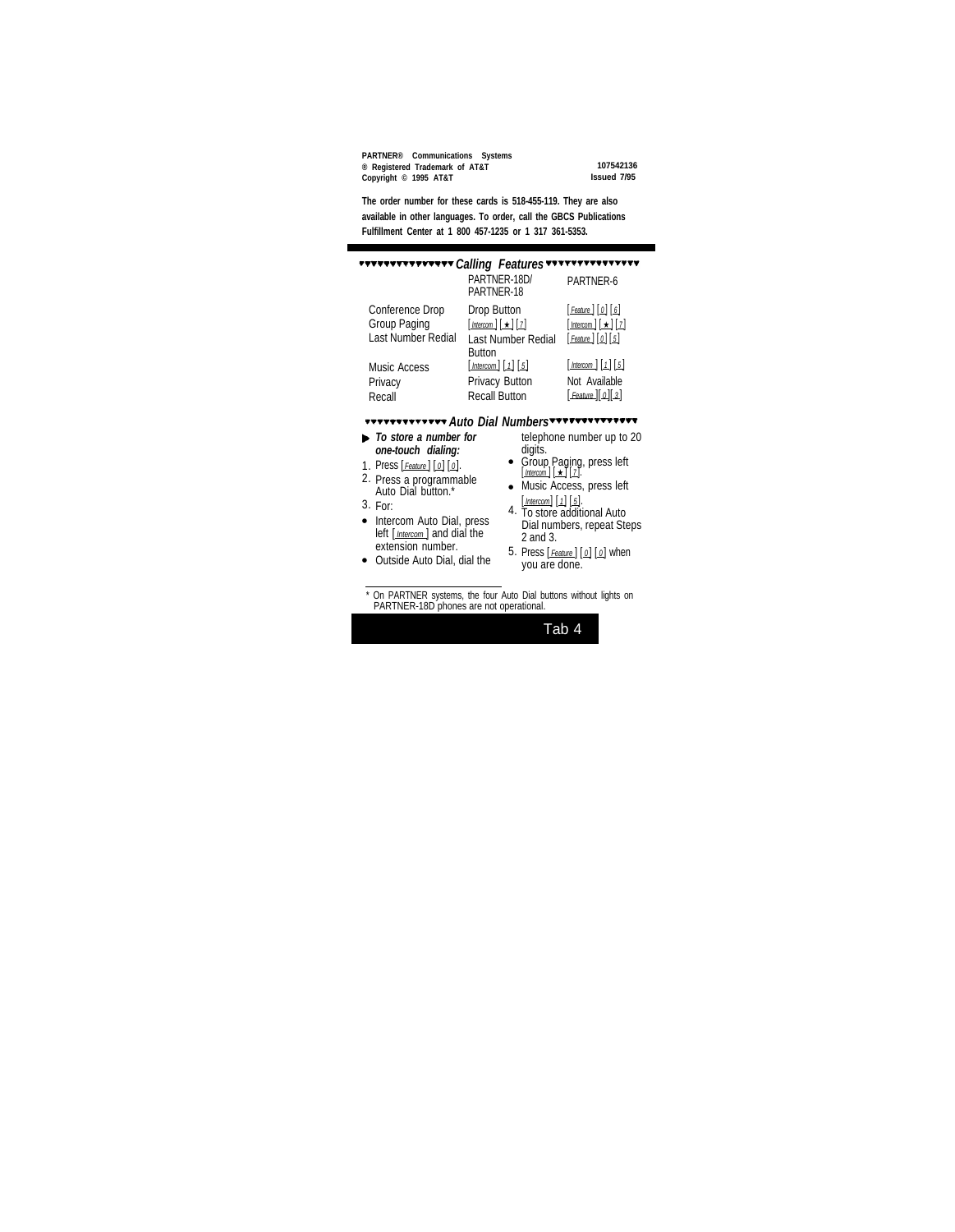**PARTNER® Communications Systems**
**® Registered Trademark of AT&T**
**Copyright © 1995 AT&T**

**107542136**
**Issued 7/95**

**The order number for these cards is 518-455-119. They are also available in other languages. To order, call the GBCS Publications Fulfillment Center at 1 800 457-1235 or 1 317 361-5353.**

## Calling Features

| | PARTNER-18D/ PARTNER-18 | PARTNER-6 |
|---|---|---|
| Conference Drop | Drop Button | [Feature] [0] [6] |
| Group Paging | [Intercom] [★] [7] | [Intercom] [★] [7] |
| Last Number Redial | Last Number Redial Button | [Feature] [0] [5] |
| Music Access | [Intercom] [1] [5] | [Intercom] [1] [5] |
| Privacy | Privacy Button | Not Available |
| Recall | Recall Button | [Feature] [0] [3] |

## Auto Dial Numbers

▶ ***To store a number for one-touch dialing:***

1. Press [Feature] [0] [0].
2. Press a programmable Auto Dial button.*
3. For:
   - Intercom Auto Dial, press left [Intercom] and dial the extension number.
   - Outside Auto Dial, dial the telephone number up to 20 digits.
   - Group Paging, press left [Intercom] [★] [7].
   - Music Access, press left [Intercom] [1] [5].
4. To store additional Auto Dial numbers, repeat Steps 2 and 3.
5. Press [Feature] [0] [0] when you are done.

---

\* On PARTNER systems, the four Auto Dial buttons without lights on PARTNER-18D phones are not operational.

Tab 4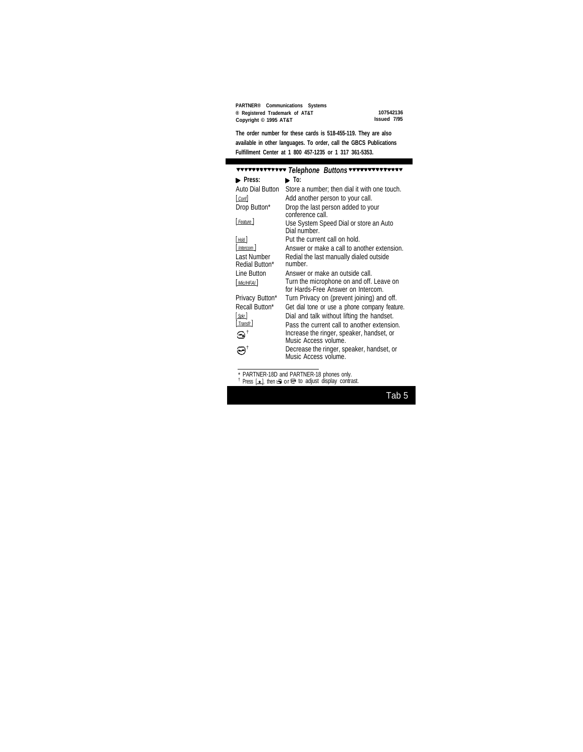**PARTNER® Communications Systems**
**® Registered Trademark of AT&T**
**Copyright © 1995 AT&T**

**107542136**
**Issued 7/95**

**The order number for these cards is 518-455-119. They are also available in other languages. To order, call the GBCS Publications Fulfillment Center at 1 800 457-1235 or 1 317 361-5353.**

## *Telephone Buttons*

| ▶ Press: | ▶ To: |
|---|---|
| Auto Dial Button | Store a number; then dial it with one touch. |
| [Conf] | Add another person to your call. |
| Drop Button* | Drop the last person added to your conference call. |
| [Feature] | Use System Speed Dial or store an Auto Dial number. |
| [Hold] | Put the current call on hold. |
| [Intercom] | Answer or make a call to another extension. |
| Last Number Redial Button* | Redial the last manually dialed outside number. |
| Line Button | Answer or make an outside call. |
| [Mic/HFAI] | Turn the microphone on and off. Leave on for Hands-Free Answer on Intercom. |
| Privacy Button* | Turn Privacy on (prevent joining) and off. |
| Recall Button* | Get dial tone or use a phone company feature. |
| [Spkr] | Dial and talk without lifting the handset. |
| [Transfr] | Pass the current call to another extension. |
| (volume up)† | Increase the ringer, speaker, handset, or Music Access volume. |
| (volume down)† | Decrease the ringer, speaker, handset, or Music Access volume. |

\* PARTNER-18D and PARTNER-18 phones only.
† Press [*], then (volume up) or (volume down) to adjust display contrast.

Tab 5